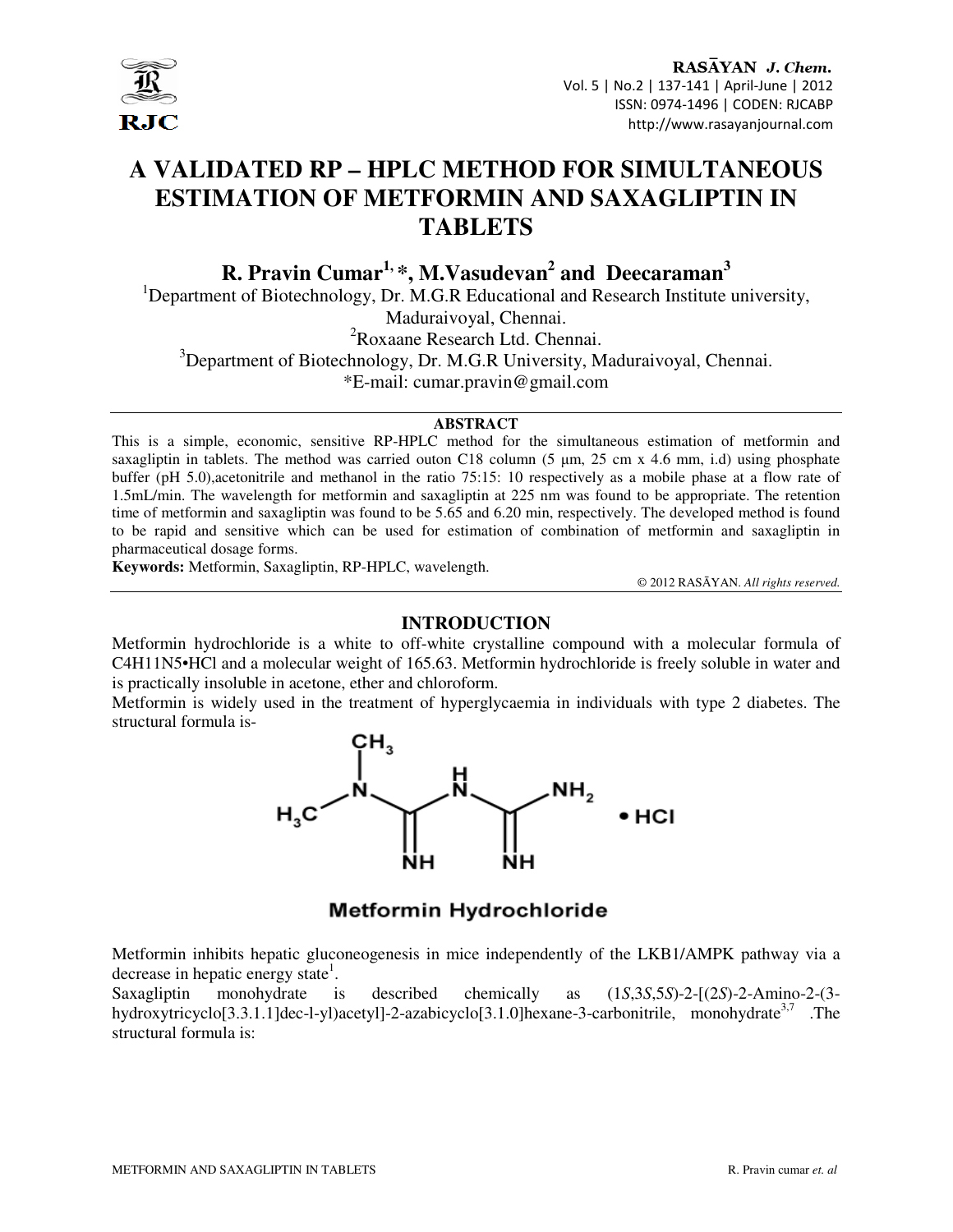# A VALIDATED RP – HPLC METHOD FOR SIMULTANEOUS ESTIMATION OF METFORMIN AND SAXAGLIPTIN IN TABLETS

**R. Pravin Cumar[1,*], M.Vasudevan[2] and Deecaraman[3]**

[1]Department of Biotechnology, Dr. M.G.R Educational and Research Institute university, Maduraivoyal, Chennai.

[2]Roxaane Research Ltd. Chennai.

[3]Department of Biotechnology, Dr. M.G.R University, Maduraivoyal, Chennai.

*E-mail: cumar.pravin@gmail.com

## ABSTRACT

This is a simple, economic, sensitive RP-HPLC method for the simultaneous estimation of metformin and saxagliptin in tablets. The method was carried outon C18 column (5 µm, 25 cm x 4.6 mm, i.d) using phosphate buffer (pH 5.0),acetonitrile and methanol in the ratio 75:15: 10 respectively as a mobile phase at a flow rate of 1.5mL/min. The wavelength for metformin and saxagliptin at 225 nm was found to be appropriate. The retention time of metformin and saxagliptin was found to be 5.65 and 6.20 min, respectively. The developed method is found to be rapid and sensitive which can be used for estimation of combination of metformin and saxagliptin in pharmaceutical dosage forms.

**Keywords:** Metformin, Saxagliptin, RP-HPLC, wavelength.

© 2012 RASĀYAN. *All rights reserved.*

## INTRODUCTION

Metformin hydrochloride is a white to off-white crystalline compound with a molecular formula of $C_4H_{11}N_5 \cdot HCl$ and a molecular weight of 165.63. Metformin hydrochloride is freely soluble in water and is practically insoluble in acetone, ether and chloroform.

Metformin is widely used in the treatment of hyperglycaemia in individuals with type 2 diabetes. The structural formula is-

Metformin Hydrochloride

Metformin inhibits hepatic gluconeogenesis in mice independently of the LKB1/AMPK pathway via a decrease in hepatic energy state[1].

Saxagliptin monohydrate is described chemically as (1*S*,3*S*,5*S*)-2-[(2*S*)-2-Amino-2-(3-hydroxytricyclo[3.3.1.1]dec-l-yl)acetyl]-2-azabicyclo[3.1.0]hexane-3-carbonitrile, monohydrate[3,7]. The structural formula is: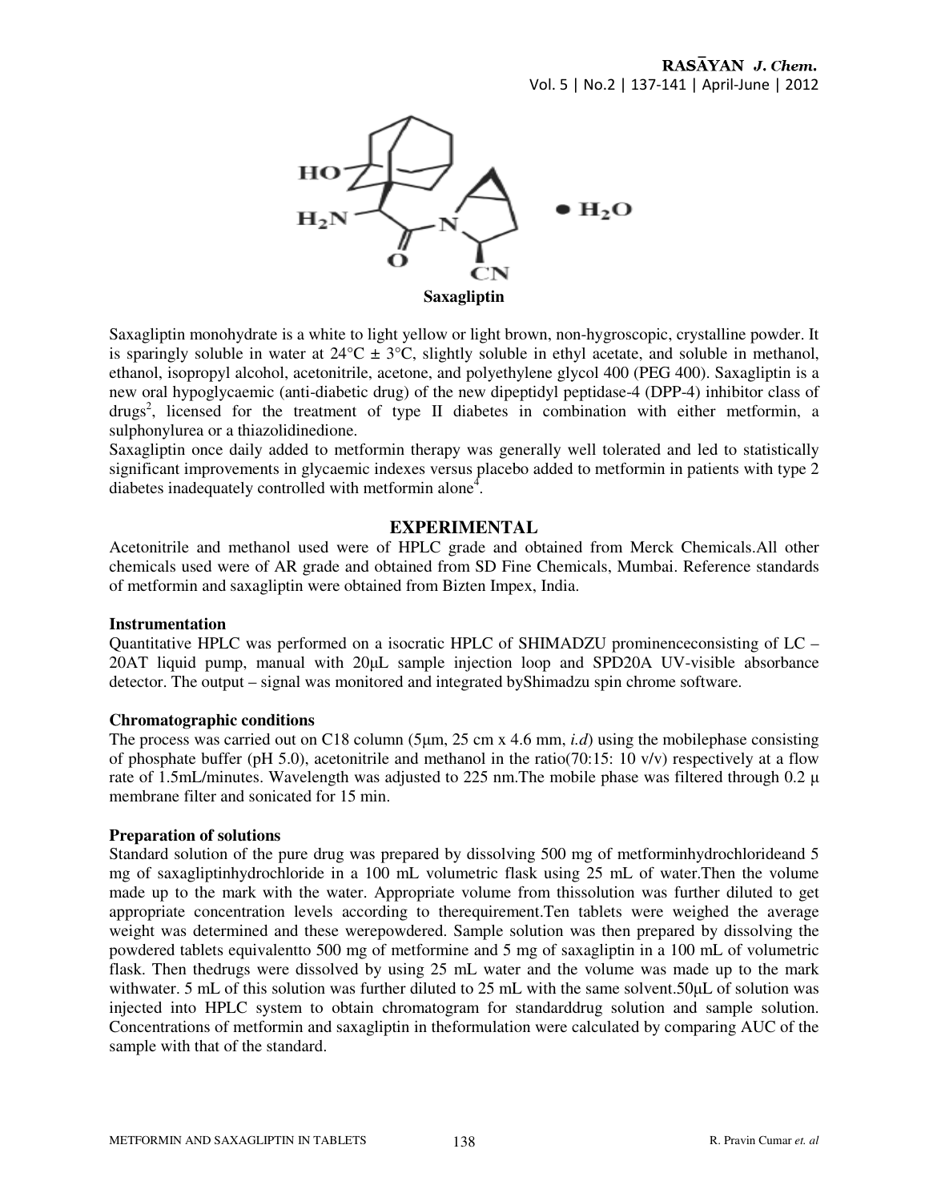**Saxagliptin**

Saxagliptin monohydrate is a white to light yellow or light brown, non-hygroscopic, crystalline powder. It is sparingly soluble in water at 24°C ± 3°C, slightly soluble in ethyl acetate, and soluble in methanol, ethanol, isopropyl alcohol, acetonitrile, acetone, and polyethylene glycol 400 (PEG 400). Saxagliptin is a new oral hypoglycaemic (anti-diabetic drug) of the new dipeptidyl peptidase-4 (DPP-4) inhibitor class of drugs[2], licensed for the treatment of type II diabetes in combination with either metformin, a sulphonylurea or a thiazolidinedione.

Saxagliptin once daily added to metformin therapy was generally well tolerated and led to statistically significant improvements in glycaemic indexes versus placebo added to metformin in patients with type 2 diabetes inadequately controlled with metformin alone[4].

## EXPERIMENTAL

Acetonitrile and methanol used were of HPLC grade and obtained from Merck Chemicals.All other chemicals used were of AR grade and obtained from SD Fine Chemicals, Mumbai. Reference standards of metformin and saxagliptin were obtained from Bizten Impex, India.

### Instrumentation

Quantitative HPLC was performed on a isocratic HPLC of SHIMADZU prominenceconsisting of LC – 20AT liquid pump, manual with 20μL sample injection loop and SPD20A UV-visible absorbance detector. The output – signal was monitored and integrated byShimadzu spin chrome software.

### Chromatographic conditions

The process was carried out on C18 column (5μm, 25 cm x 4.6 mm, *i.d*) using the mobilephase consisting of phosphate buffer (pH 5.0), acetonitrile and methanol in the ratio(70:15: 10 v/v) respectively at a flow rate of 1.5mL/minutes. Wavelength was adjusted to 225 nm.The mobile phase was filtered through 0.2 μ membrane filter and sonicated for 15 min.

### Preparation of solutions

Standard solution of the pure drug was prepared by dissolving 500 mg of metforminhydrochlorideand 5 mg of saxagliptinhydrochloride in a 100 mL volumetric flask using 25 mL of water.Then the volume made up to the mark with the water. Appropriate volume from thissolution was further diluted to get appropriate concentration levels according to therequirement.Ten tablets were weighed the average weight was determined and these werepowdered. Sample solution was then prepared by dissolving the powdered tablets equivalentto 500 mg of metformine and 5 mg of saxagliptin in a 100 mL of volumetric flask. Then thedrugs were dissolved by using 25 mL water and the volume was made up to the mark withwater. 5 mL of this solution was further diluted to 25 mL with the same solvent.50μL of solution was injected into HPLC system to obtain chromatogram for standarddrug solution and sample solution. Concentrations of metformin and saxagliptin in theformulation were calculated by comparing AUC of the sample with that of the standard.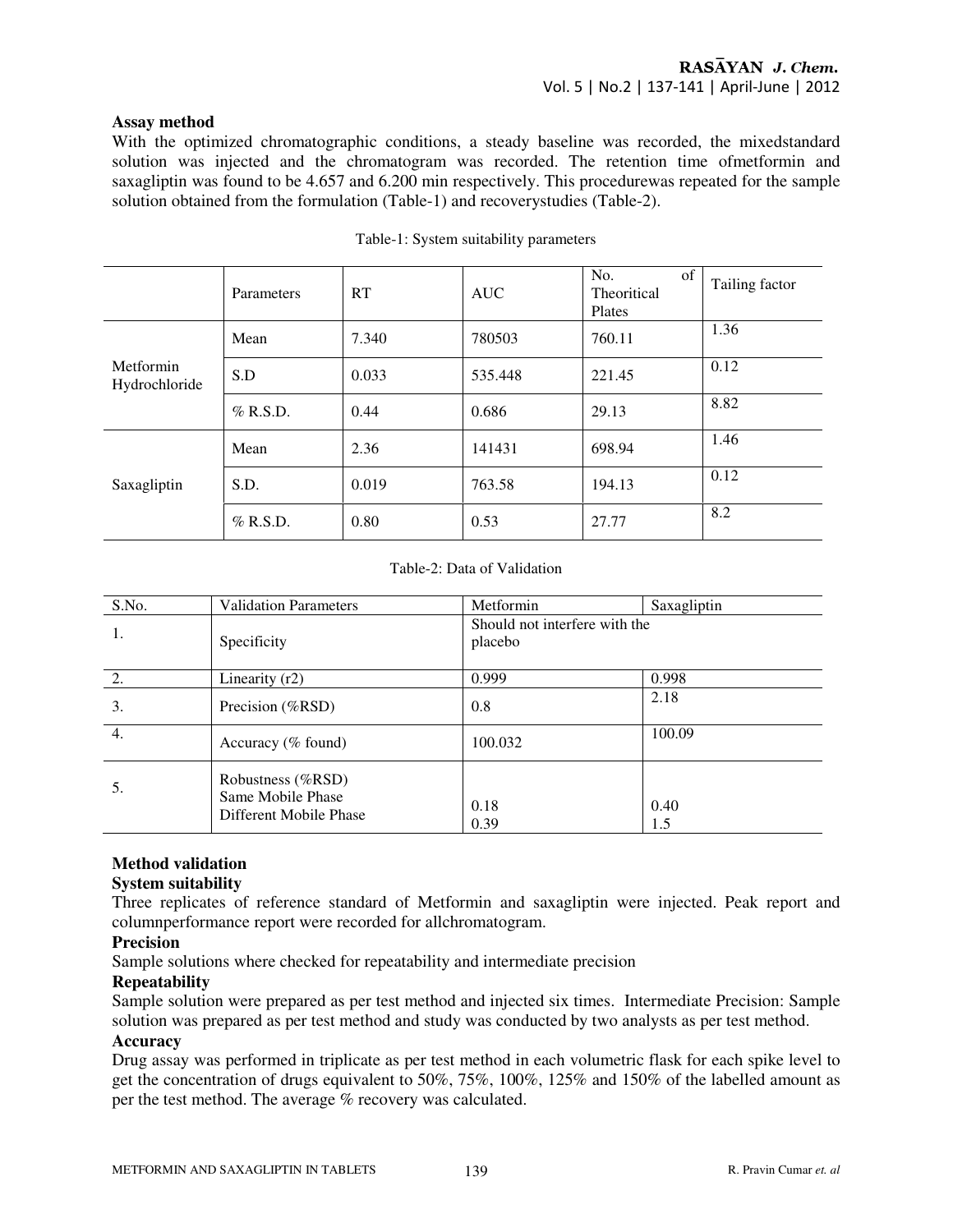**Assay method**

With the optimized chromatographic conditions, a steady baseline was recorded, the mixedstandard solution was injected and the chromatogram was recorded. The retention time ofmetformin and saxagliptin was found to be 4.657 and 6.200 min respectively. This procedurewas repeated for the sample solution obtained from the formulation (Table-1) and recoverystudies (Table-2).

Table-1: System suitability parameters

| | Parameters | RT | AUC | No. of Theoritical Plates | Tailing factor |
|---|---|---|---|---|---|
| Metformin Hydrochloride | Mean | 7.340 | 780503 | 760.11 | 1.36 |
| | S.D | 0.033 | 535.448 | 221.45 | 0.12 |
| | % R.S.D. | 0.44 | 0.686 | 29.13 | 8.82 |
| Saxagliptin | Mean | 2.36 | 141431 | 698.94 | 1.46 |
| | S.D. | 0.019 | 763.58 | 194.13 | 0.12 |
| | % R.S.D. | 0.80 | 0.53 | 27.77 | 8.2 |

Table-2: Data of Validation

| S.No. | Validation Parameters | Metformin | Saxagliptin |
|---|---|---|---|
| 1. | Specificity | Should not interfere with the placebo | |
| 2. | Linearity (r2) | 0.999 | 0.998 |
| 3. | Precision (%RSD) | 0.8 | 2.18 |
| 4. | Accuracy (% found) | 100.032 | 100.09 |
| 5. | Robustness (%RSD)<br>Same Mobile Phase<br>Different Mobile Phase | <br>0.18<br>0.39 | <br>0.40<br>1.5 |

**Method validation**

**System suitability**

Three replicates of reference standard of Metformin and saxagliptin were injected. Peak report and columnperformance report were recorded for allchromatogram.

**Precision**

Sample solutions where checked for repeatability and intermediate precision

**Repeatability**

Sample solution were prepared as per test method and injected six times. Intermediate Precision: Sample solution was prepared as per test method and study was conducted by two analysts as per test method.

**Accuracy**

Drug assay was performed in triplicate as per test method in each volumetric flask for each spike level to get the concentration of drugs equivalent to 50%, 75%, 100%, 125% and 150% of the labelled amount as per the test method. The average % recovery was calculated.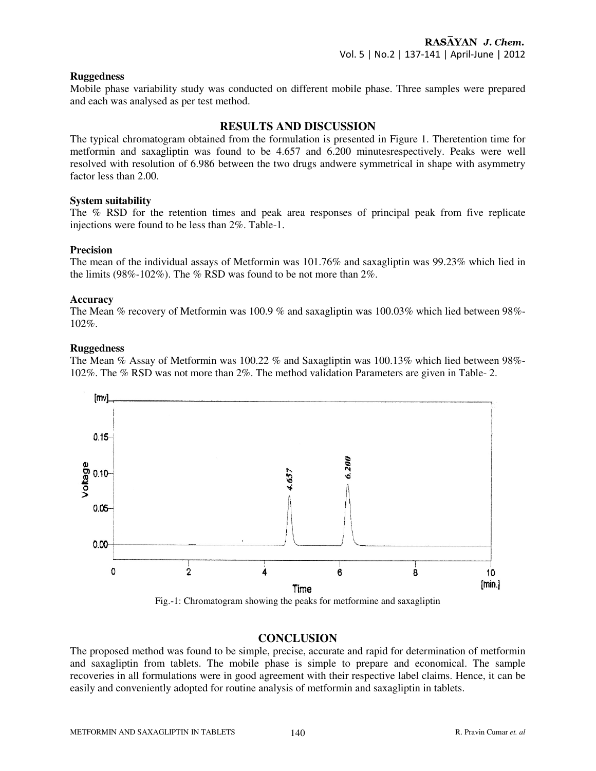**Ruggedness**

Mobile phase variability study was conducted on different mobile phase. Three samples were prepared and each was analysed as per test method.

## RESULTS AND DISCUSSION

The typical chromatogram obtained from the formulation is presented in Figure 1. Theretention time for metformin and saxagliptin was found to be 4.657 and 6.200 minutesrespectively. Peaks were well resolved with resolution of 6.986 between the two drugs andwere symmetrical in shape with asymmetry factor less than 2.00.

**System suitability**

The % RSD for the retention times and peak area responses of principal peak from five replicate injections were found to be less than 2%. Table-1.

**Precision**

The mean of the individual assays of Metformin was 101.76% and saxagliptin was 99.23% which lied in the limits (98%-102%). The % RSD was found to be not more than 2%.

**Accuracy**

The Mean % recovery of Metformin was 100.9 % and saxagliptin was 100.03% which lied between 98%-102%.

**Ruggedness**

The Mean % Assay of Metformin was 100.22 % and Saxagliptin was 100.13% which lied between 98%-102%. The % RSD was not more than 2%. The method validation Parameters are given in Table- 2.

Fig.-1: Chromatogram showing the peaks for metformine and saxagliptin

## CONCLUSION

The proposed method was found to be simple, precise, accurate and rapid for determination of metformin and saxagliptin from tablets. The mobile phase is simple to prepare and economical. The sample recoveries in all formulations were in good agreement with their respective label claims. Hence, it can be easily and conveniently adopted for routine analysis of metformin and saxagliptin in tablets.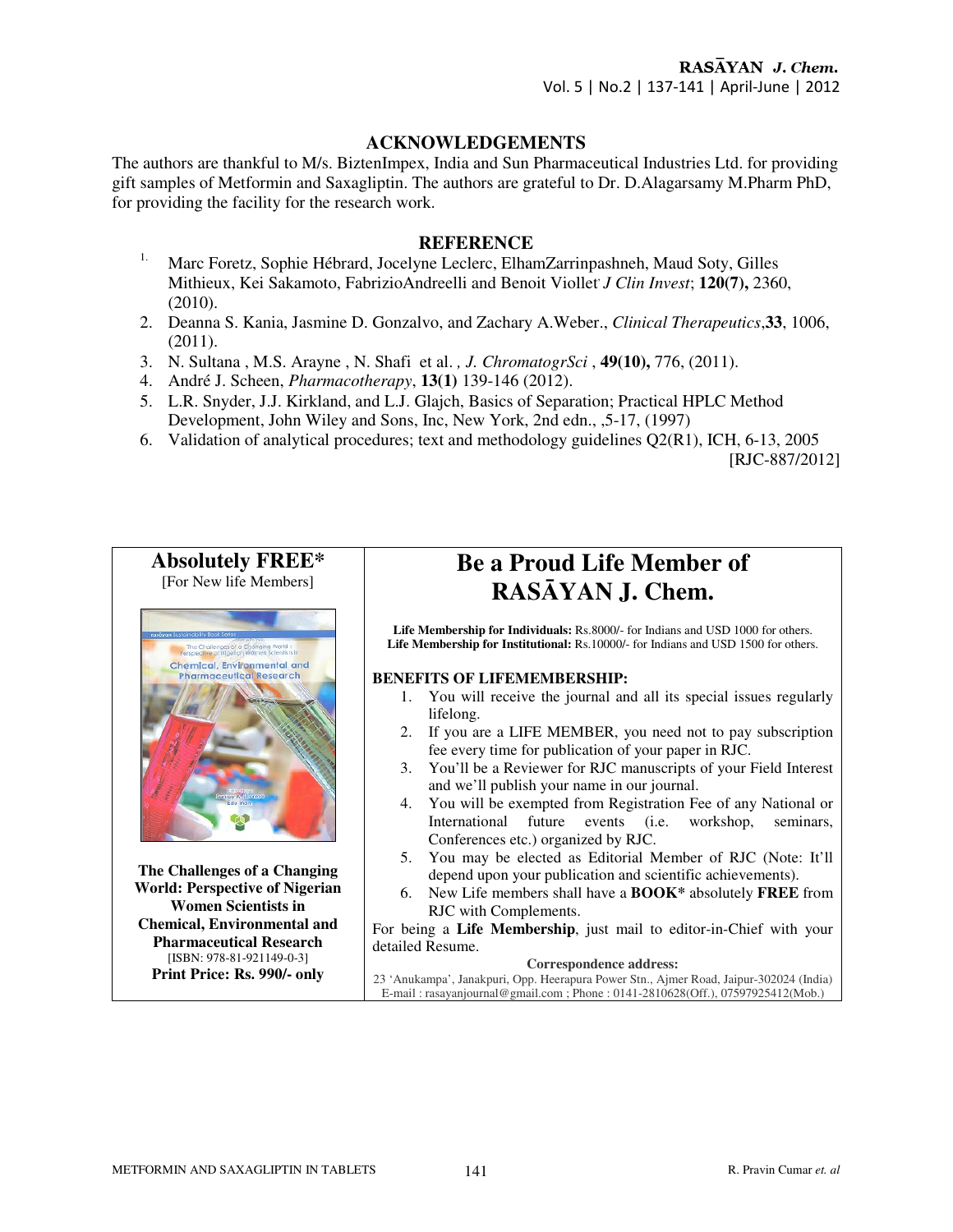## ACKNOWLEDGEMENTS

The authors are thankful to M/s. BiztenImpex, India and Sun Pharmaceutical Industries Ltd. for providing gift samples of Metformin and Saxagliptin. The authors are grateful to Dr. D.Alagarsamy M.Pharm PhD, for providing the facility for the research work.

## REFERENCE

1. Marc Foretz, Sophie Hébrard, Jocelyne Leclerc, ElhamZarrinpashneh, Maud Soty, Gilles Mithieux, Kei Sakamoto, FabrizioAndreelli and Benoit Viollet, *J Clin Invest*; **120(7),** 2360, (2010).
2. Deanna S. Kania, Jasmine D. Gonzalvo, and Zachary A.Weber., *Clinical Therapeutics*,**33**, 1006, (2011).
3. N. Sultana , M.S. Arayne , N. Shafi et al. *, J. ChromatogrSci* , **49(10),** 776, (2011).
4. André J. Scheen, *Pharmacotherapy*, **13(1)** 139-146 (2012).
5. L.R. Snyder, J.J. Kirkland, and L.J. Glajch, Basics of Separation; Practical HPLC Method Development, John Wiley and Sons, Inc, New York, 2nd edn., ,5-17, (1997)
6. Validation of analytical procedures; text and methodology guidelines Q2(R1), ICH, 6-13, 2005

[RJC-887/2012]

**Absolutely FREE***

[For New life Members]

**The Challenges of a Changing World: Perspective of Nigerian Women Scientists in Chemical, Environmental and Pharmaceutical Research**

[ISBN: 978-81-921149-0-3]

**Print Price: Rs. 990/- only**

# Be a Proud Life Member of RASĀYAN J. Chem.

**Life Membership for Individuals:** Rs.8000/- for Indians and USD 1000 for others.
**Life Membership for Institutional:** Rs.10000/- for Indians and USD 1500 for others.

**BENEFITS OF LIFEMEMBERSHIP:**

1. You will receive the journal and all its special issues regularly lifelong.
2. If you are a LIFE MEMBER, you need not to pay subscription fee every time for publication of your paper in RJC.
3. You'll be a Reviewer for RJC manuscripts of your Field Interest and we'll publish your name in our journal.
4. You will be exempted from Registration Fee of any National or International future events (i.e. workshop, seminars, Conferences etc.) organized by RJC.
5. You may be elected as Editorial Member of RJC (Note: It'll depend upon your publication and scientific achievements).
6. New Life members shall have a **BOOK*** absolutely **FREE** from RJC with Complements.

For being a **Life Membership**, just mail to editor-in-Chief with your detailed Resume.

**Correspondence address:**

23 'Anukampa', Janakpuri, Opp. Heerapura Power Stn., Ajmer Road, Jaipur-302024 (India)
E-mail : rasayanjournal@gmail.com ; Phone : 0141-2810628(Off.), 07597925412(Mob.)